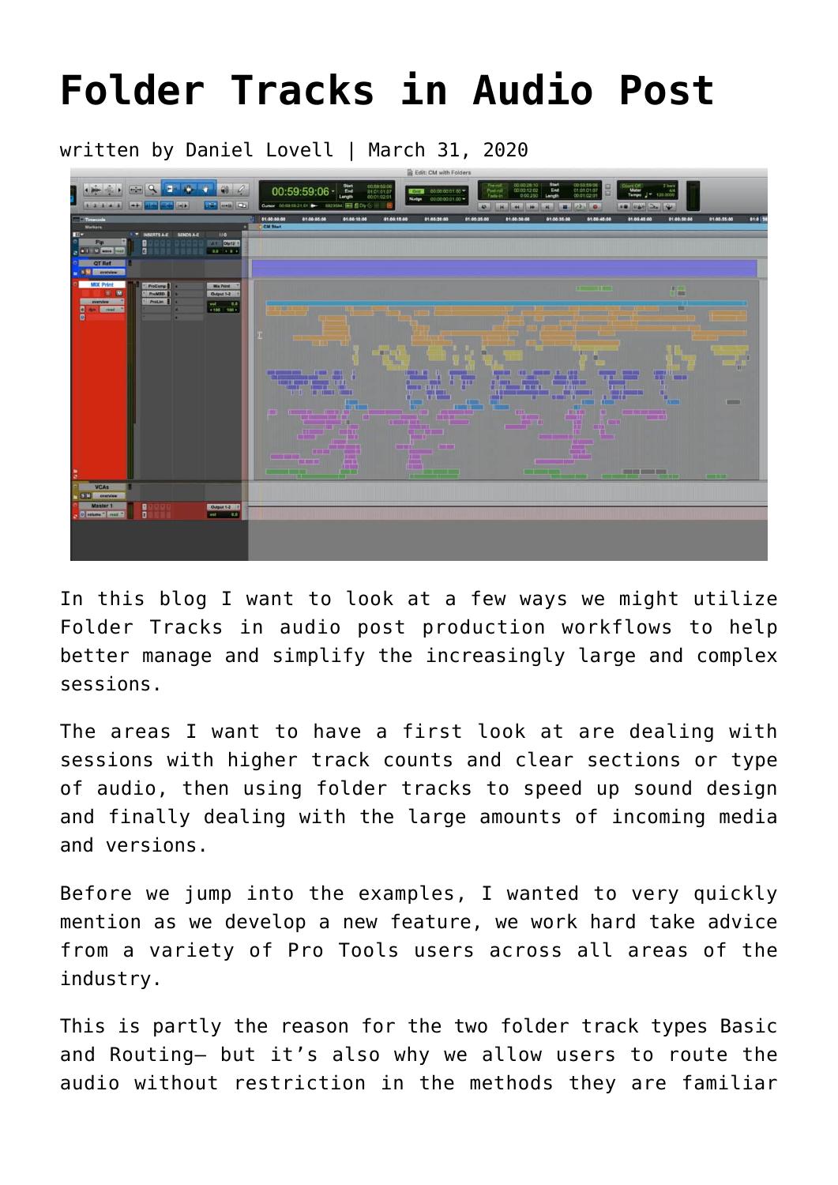# Folder Tracks in Audio Post

written by Daniel Lovell | March 31, 2020

In this blog I want to look at a few ways we might utilize Folder Tracks in audio post production workflows to help better manage and simplify the increasingly large and complex sessions.

The areas I want to have a first look at are dealing with sessions with higher track counts and clear sections or type of audio, then using folder tracks to speed up sound design and finally dealing with the large amounts of incoming media and versions.

Before we jump into the examples, I wanted to very quickly mention as we develop a new feature, we work hard take advice from a variety of Pro Tools users across all areas of the industry.

This is partly the reason for the two folder track types Basic and Routing– but it's also why we allow users to route the audio without restriction in the methods they are familiar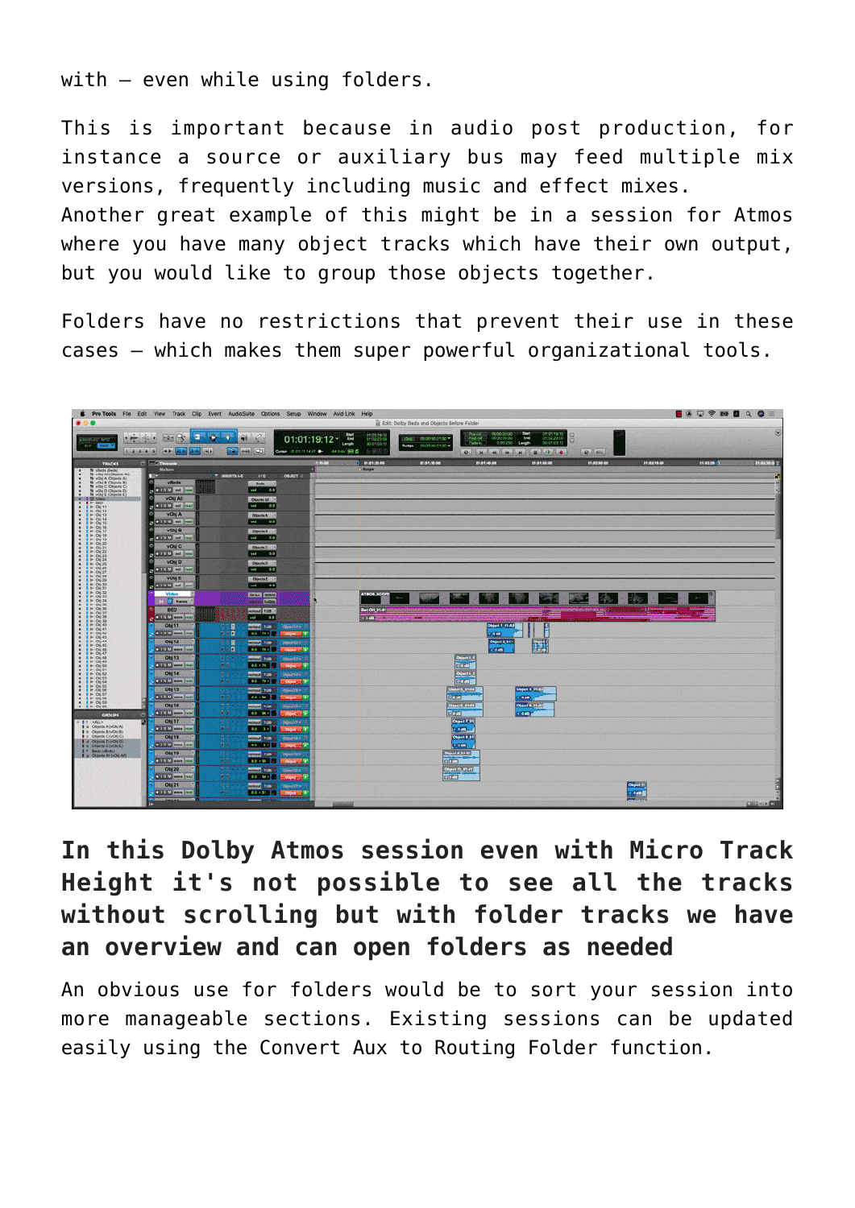with – even while using folders.

This is important because in audio post production, for instance a source or auxiliary bus may feed multiple mix versions, frequently including music and effect mixes.
Another great example of this might be in a session for Atmos where you have many object tracks which have their own output, but you would like to group those objects together.

Folders have no restrictions that prevent their use in these cases – which makes them super powerful organizational tools.

**In this Dolby Atmos session even with Micro Track Height it's not possible to see all the tracks without scrolling but with folder tracks we have an overview and can open folders as needed**

An obvious use for folders would be to sort your session into more manageable sections. Existing sessions can be updated easily using the Convert Aux to Routing Folder function.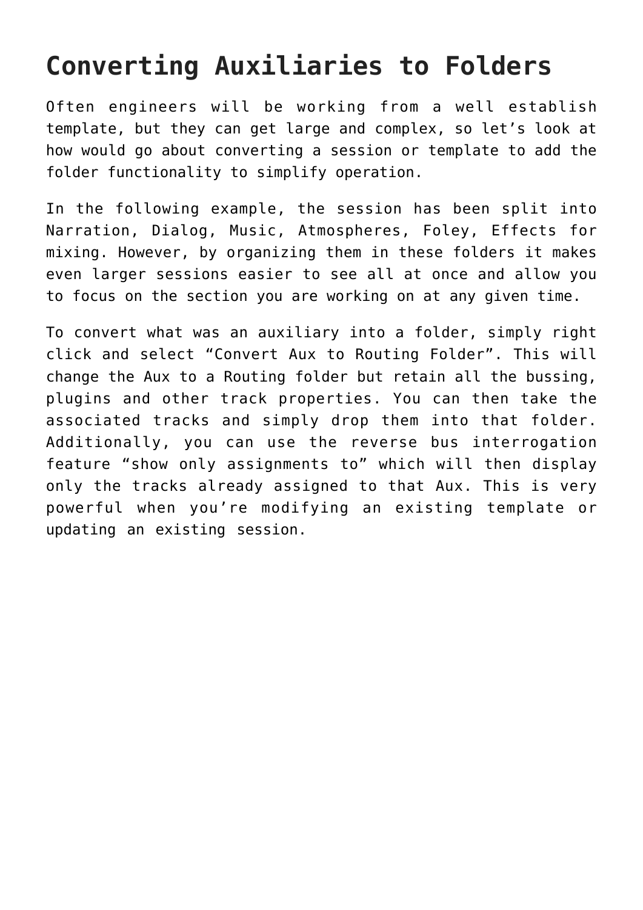# Converting Auxiliaries to Folders

Often engineers will be working from a well establish template, but they can get large and complex, so let's look at how would go about converting a session or template to add the folder functionality to simplify operation.

In the following example, the session has been split into Narration, Dialog, Music, Atmospheres, Foley, Effects for mixing. However, by organizing them in these folders it makes even larger sessions easier to see all at once and allow you to focus on the section you are working on at any given time.

To convert what was an auxiliary into a folder, simply right click and select "Convert Aux to Routing Folder". This will change the Aux to a Routing folder but retain all the bussing, plugins and other track properties. You can then take the associated tracks and simply drop them into that folder. Additionally, you can use the reverse bus interrogation feature "show only assignments to" which will then display only the tracks already assigned to that Aux. This is very powerful when you're modifying an existing template or updating an existing session.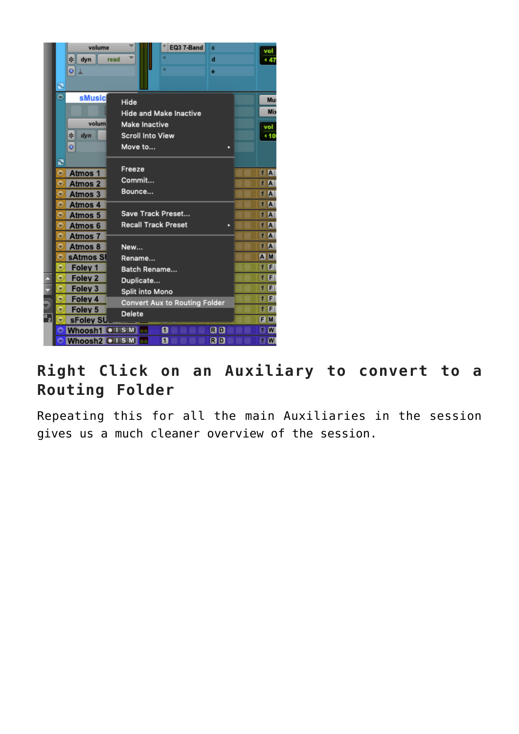## Right Click on an Auxiliary to convert to a Routing Folder

Repeating this for all the main Auxiliaries in the session gives us a much cleaner overview of the session.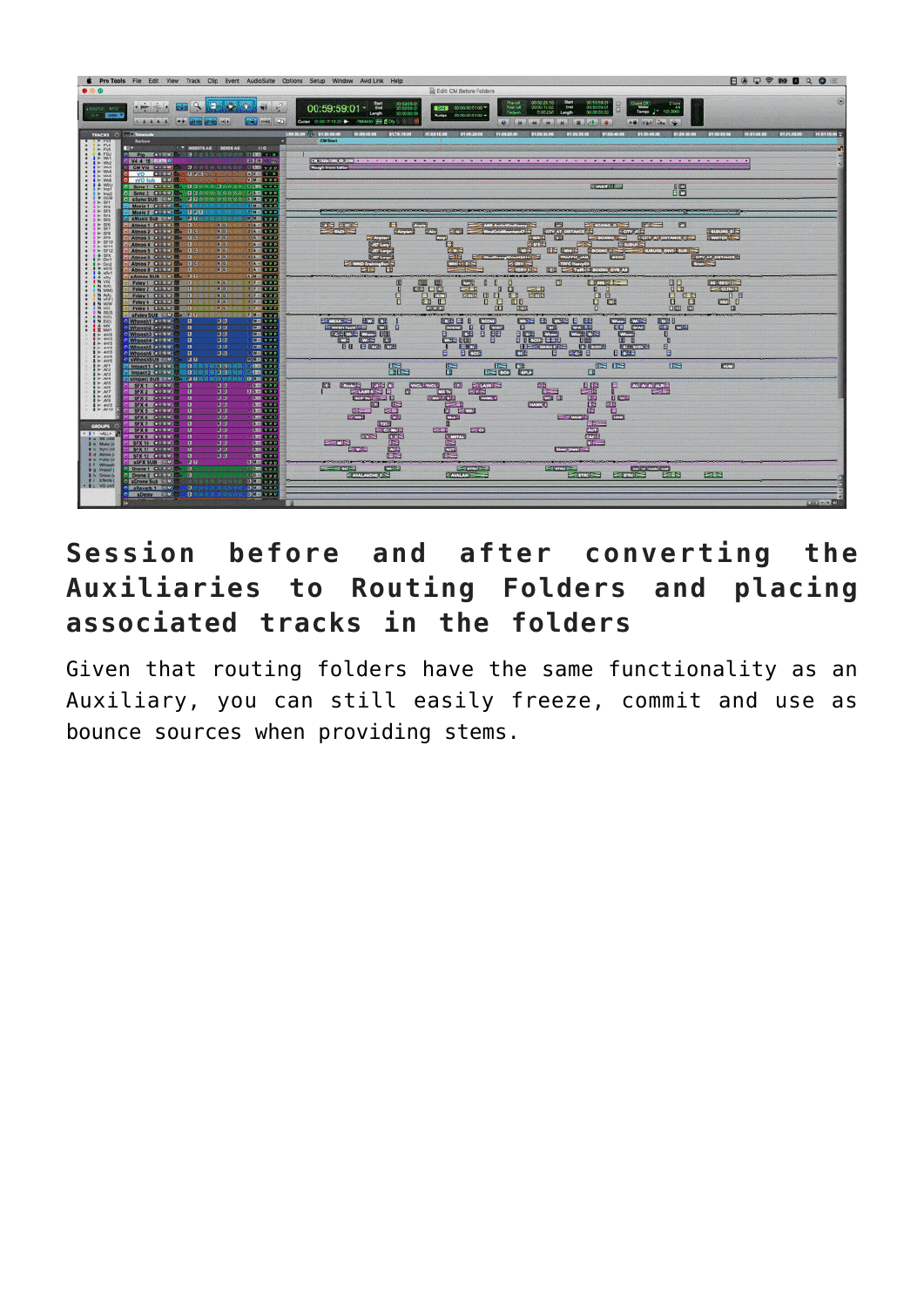## Session before and after converting the Auxiliaries to Routing Folders and placing associated tracks in the folders

Given that routing folders have the same functionality as an Auxiliary, you can still easily freeze, commit and use as bounce sources when providing stems.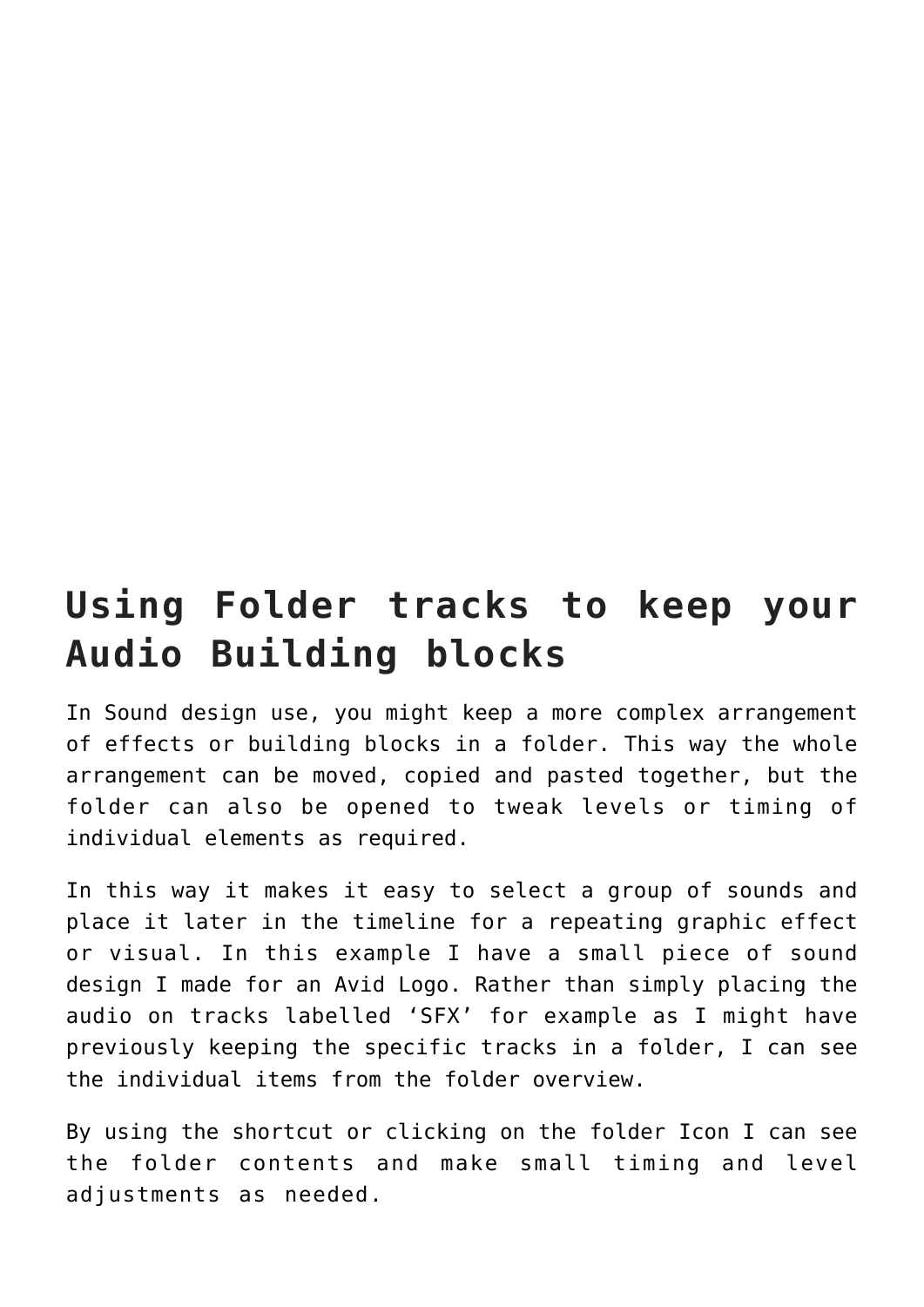## Using Folder tracks to keep your Audio Building blocks

In Sound design use, you might keep a more complex arrangement of effects or building blocks in a folder. This way the whole arrangement can be moved, copied and pasted together, but the folder can also be opened to tweak levels or timing of individual elements as required.

In this way it makes it easy to select a group of sounds and place it later in the timeline for a repeating graphic effect or visual. In this example I have a small piece of sound design I made for an Avid Logo. Rather than simply placing the audio on tracks labelled 'SFX' for example as I might have previously keeping the specific tracks in a folder, I can see the individual items from the folder overview.

By using the shortcut or clicking on the folder Icon I can see the folder contents and make small timing and level adjustments as needed.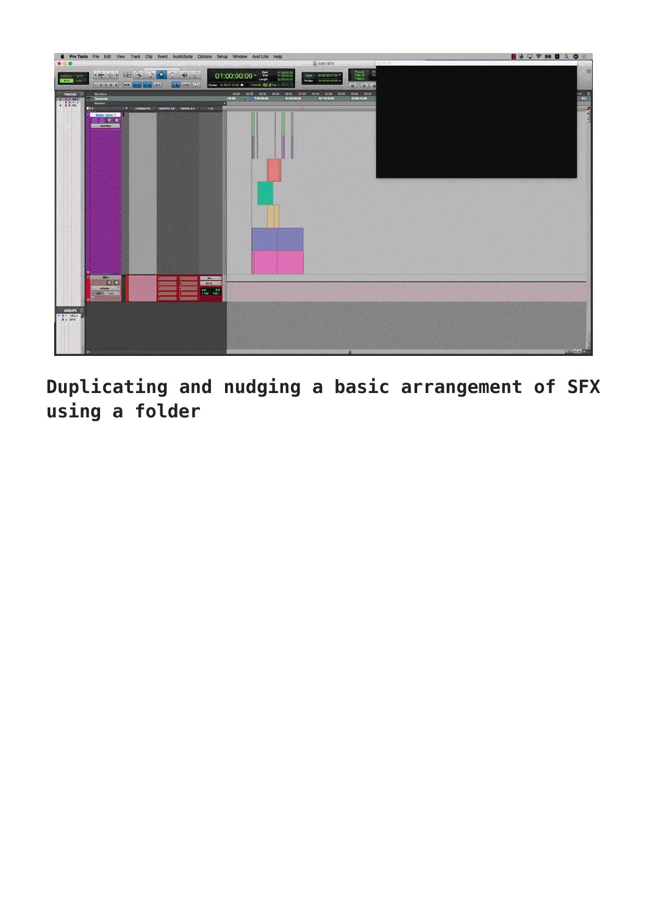Duplicating and nudging a basic arrangement of SFX using a folder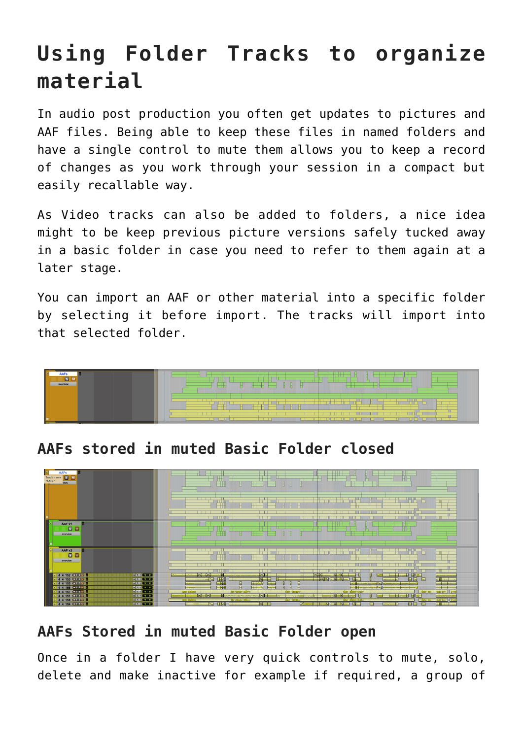# Using Folder Tracks to organize material

In audio post production you often get updates to pictures and AAF files. Being able to keep these files in named folders and have a single control to mute them allows you to keep a record of changes as you work through your session in a compact but easily recallable way.

As Video tracks can also be added to folders, a nice idea might to be keep previous picture versions safely tucked away in a basic folder in case you need to refer to them again at a later stage.

You can import an AAF or other material into a specific folder by selecting it before import. The tracks will import into that selected folder.

## AAFs stored in muted Basic Folder closed

## AAFs Stored in muted Basic Folder open

Once in a folder I have very quick controls to mute, solo, delete and make inactive for example if required, a group of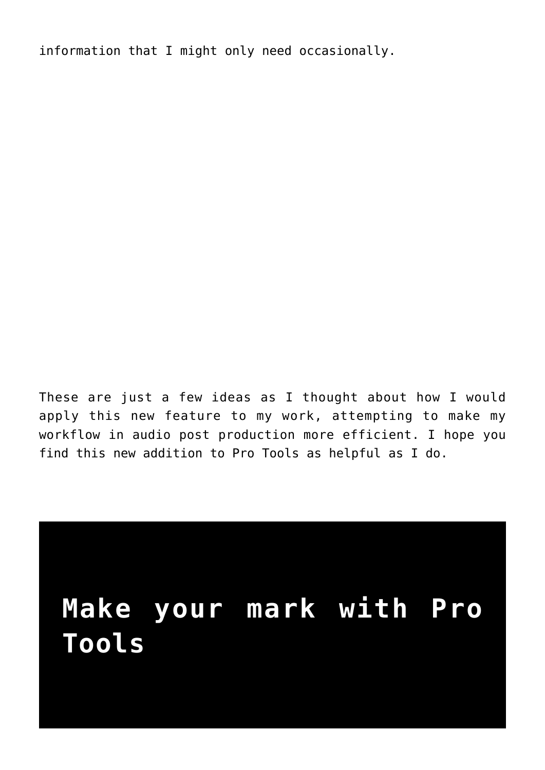information that I might only need occasionally.

These are just a few ideas as I thought about how I would apply this new feature to my work, attempting to make my workflow in audio post production more efficient. I hope you find this new addition to Pro Tools as helpful as I do.

## Make your mark with Pro Tools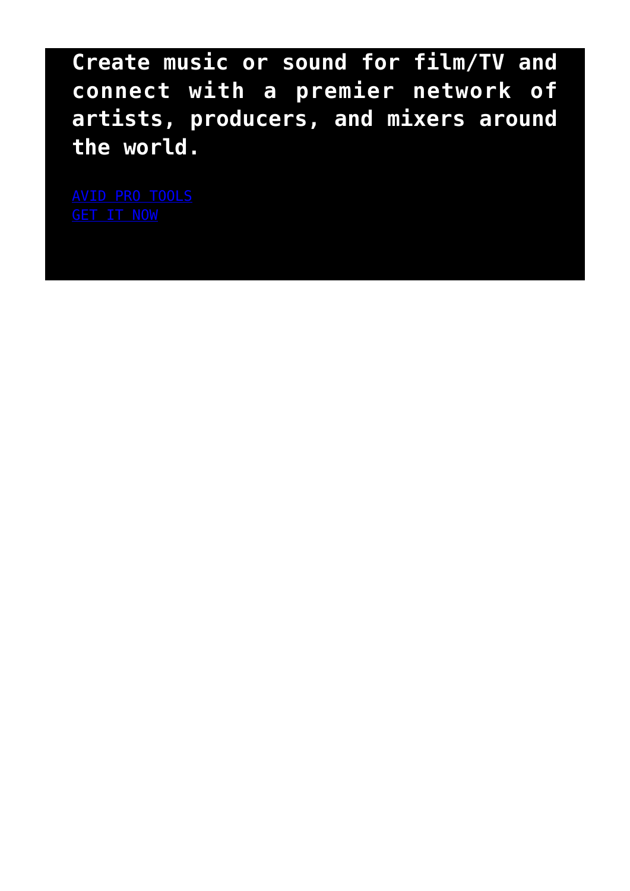**Create music or sound for film/TV and connect with a premier network of artists, producers, and mixers around the world.**

AVID PRO TOOLS
GET IT NOW